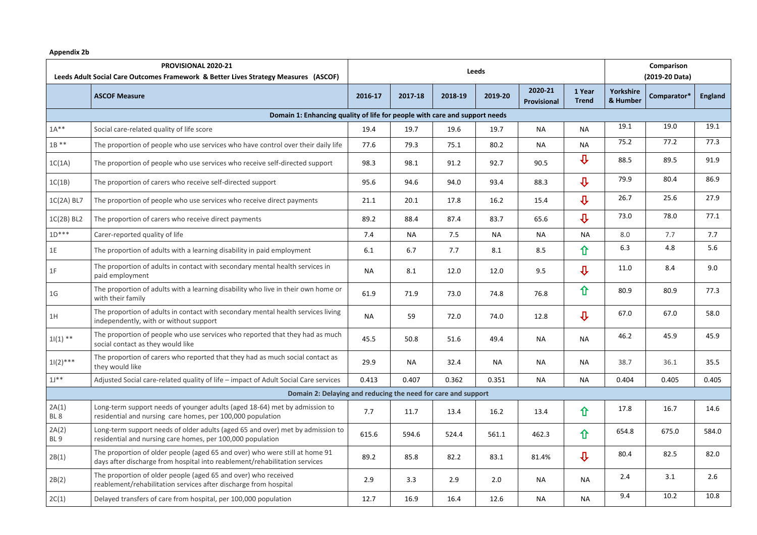**Appendix 2b**

| PROVISIONAL 2020-21 Leeds Adult Social Care Outcomes Framework & Better Lives Strategy Measures (ASCOF) | | Leeds | | | | | | Comparison (2019-20 Data) | | |
|---|---|---|---|---|---|---|---|---|---|---|
| | **ASCOF Measure** | **2016-17** | **2017-18** | **2018-19** | **2019-20** | **2020-21 Provisional** | **1 Year Trend** | **Yorkshire & Humber** | **Comparator*** | **England** |
| **Domain 1: Enhancing quality of life for people with care and support needs** | | | | | | | | | | |
| 1A** | Social care-related quality of life score | 19.4 | 19.7 | 19.6 | 19.7 | NA | NA | 19.1 | 19.0 | 19.1 |
| 1B ** | The proportion of people who use services who have control over their daily life | 77.6 | 79.3 | 75.1 | 80.2 | NA | NA | 75.2 | 77.2 | 77.3 |
| 1C(1A) | The proportion of people who use services who receive self-directed support | 98.3 | 98.1 | 91.2 | 92.7 | 90.5 | ⇩ | 88.5 | 89.5 | 91.9 |
| 1C(1B) | The proportion of carers who receive self-directed support | 95.6 | 94.6 | 94.0 | 93.4 | 88.3 | ⇩ | 79.9 | 80.4 | 86.9 |
| 1C(2A) BL7 | The proportion of people who use services who receive direct payments | 21.1 | 20.1 | 17.8 | 16.2 | 15.4 | ⇩ | 26.7 | 25.6 | 27.9 |
| 1C(2B) BL2 | The proportion of carers who receive direct payments | 89.2 | 88.4 | 87.4 | 83.7 | 65.6 | ⇩ | 73.0 | 78.0 | 77.1 |
| 1D*** | Carer-reported quality of life | 7.4 | NA | 7.5 | NA | NA | NA | 8.0 | 7.7 | 7.7 |
| 1E | The proportion of adults with a learning disability in paid employment | 6.1 | 6.7 | 7.7 | 8.1 | 8.5 | ⇧ | 6.3 | 4.8 | 5.6 |
| 1F | The proportion of adults in contact with secondary mental health services in paid employment | NA | 8.1 | 12.0 | 12.0 | 9.5 | ⇩ | 11.0 | 8.4 | 9.0 |
| 1G | The proportion of adults with a learning disability who live in their own home or with their family | 61.9 | 71.9 | 73.0 | 74.8 | 76.8 | ⇧ | 80.9 | 80.9 | 77.3 |
| 1H | The proportion of adults in contact with secondary mental health services living independently, with or without support | NA | 59 | 72.0 | 74.0 | 12.8 | ⇩ | 67.0 | 67.0 | 58.0 |
| 1I(1) ** | The proportion of people who use services who reported that they had as much social contact as they would like | 45.5 | 50.8 | 51.6 | 49.4 | NA | NA | 46.2 | 45.9 | 45.9 |
| 1I(2)*** | The proportion of carers who reported that they had as much social contact as they would like | 29.9 | NA | 32.4 | NA | NA | NA | 38.7 | 36.1 | 35.5 |
| 1J** | Adjusted Social care-related quality of life – impact of Adult Social Care services | 0.413 | 0.407 | 0.362 | 0.351 | NA | NA | 0.404 | 0.405 | 0.405 |
| **Domain 2: Delaying and reducing the need for care and support** | | | | | | | | | | |
| 2A(1) BL 8 | Long-term support needs of younger adults (aged 18-64) met by admission to residential and nursing care homes, per 100,000 population | 7.7 | 11.7 | 13.4 | 16.2 | 13.4 | ⇧ | 17.8 | 16.7 | 14.6 |
| 2A(2) BL 9 | Long-term support needs of older adults (aged 65 and over) met by admission to residential and nursing care homes, per 100,000 population | 615.6 | 594.6 | 524.4 | 561.1 | 462.3 | ⇧ | 654.8 | 675.0 | 584.0 |
| 2B(1) | The proportion of older people (aged 65 and over) who were still at home 91 days after discharge from hospital into reablement/rehabilitation services | 89.2 | 85.8 | 82.2 | 83.1 | 81.4% | ⇩ | 80.4 | 82.5 | 82.0 |
| 2B(2) | The proportion of older people (aged 65 and over) who received reablement/rehabilitation services after discharge from hospital | 2.9 | 3.3 | 2.9 | 2.0 | NA | NA | 2.4 | 3.1 | 2.6 |
| 2C(1) | Delayed transfers of care from hospital, per 100,000 population | 12.7 | 16.9 | 16.4 | 12.6 | NA | NA | 9.4 | 10.2 | 10.8 |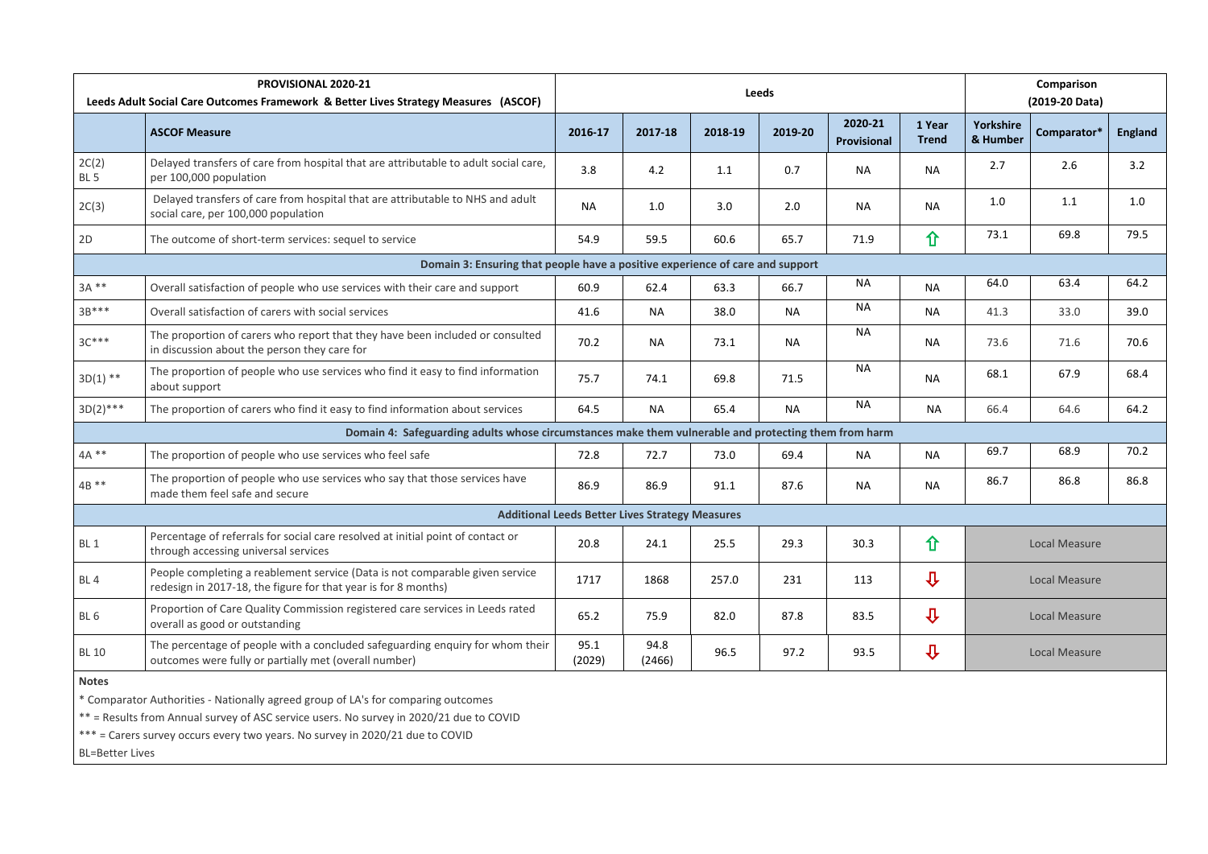| PROVISIONAL 2020-21 Leeds Adult Social Care Outcomes Framework & Better Lives Strategy Measures (ASCOF) | | Leeds | | | | | | Comparison (2019-20 Data) | | |
|---|---|---|---|---|---|---|---|---|---|---|
| | **ASCOF Measure** | **2016-17** | **2017-18** | **2018-19** | **2019-20** | **2020-21 Provisional** | **1 Year Trend** | **Yorkshire & Humber** | **Comparator*** | **England** |
| 2C(2) BL 5 | Delayed transfers of care from hospital that are attributable to adult social care, per 100,000 population | 3.8 | 4.2 | 1.1 | 0.7 | NA | NA | 2.7 | 2.6 | 3.2 |
| 2C(3) | Delayed transfers of care from hospital that are attributable to NHS and adult social care, per 100,000 population | NA | 1.0 | 3.0 | 2.0 | NA | NA | 1.0 | 1.1 | 1.0 |
| 2D | The outcome of short-term services: sequel to service | 54.9 | 59.5 | 60.6 | 65.7 | 71.9 | ⇧ | 73.1 | 69.8 | 79.5 |
| **Domain 3: Ensuring that people have a positive experience of care and support** | | | | | | | | | | |
| 3A ** | Overall satisfaction of people who use services with their care and support | 60.9 | 62.4 | 63.3 | 66.7 | NA | NA | 64.0 | 63.4 | 64.2 |
| 3B*** | Overall satisfaction of carers with social services | 41.6 | NA | 38.0 | NA | NA | NA | 41.3 | 33.0 | 39.0 |
| 3C*** | The proportion of carers who report that they have been included or consulted in discussion about the person they care for | 70.2 | NA | 73.1 | NA | NA | NA | 73.6 | 71.6 | 70.6 |
| 3D(1) ** | The proportion of people who use services who find it easy to find information about support | 75.7 | 74.1 | 69.8 | 71.5 | NA | NA | 68.1 | 67.9 | 68.4 |
| 3D(2)*** | The proportion of carers who find it easy to find information about services | 64.5 | NA | 65.4 | NA | NA | NA | 66.4 | 64.6 | 64.2 |
| **Domain 4: Safeguarding adults whose circumstances make them vulnerable and protecting them from harm** | | | | | | | | | | |
| 4A ** | The proportion of people who use services who feel safe | 72.8 | 72.7 | 73.0 | 69.4 | NA | NA | 69.7 | 68.9 | 70.2 |
| 4B ** | The proportion of people who use services who say that those services have made them feel safe and secure | 86.9 | 86.9 | 91.1 | 87.6 | NA | NA | 86.7 | 86.8 | 86.8 |
| **Additional Leeds Better Lives Strategy Measures** | | | | | | | | | | |
| BL 1 | Percentage of referrals for social care resolved at initial point of contact or through accessing universal services | 20.8 | 24.1 | 25.5 | 29.3 | 30.3 | ⇧ | Local Measure | | |
| BL 4 | People completing a reablement service (Data is not comparable given service redesign in 2017-18, the figure for that year is for 8 months) | 1717 | 1868 | 257.0 | 231 | 113 | ⇩ | Local Measure | | |
| BL 6 | Proportion of Care Quality Commission registered care services in Leeds rated overall as good or outstanding | 65.2 | 75.9 | 82.0 | 87.8 | 83.5 | ⇩ | Local Measure | | |
| BL 10 | The percentage of people with a concluded safeguarding enquiry for whom their outcomes were fully or partially met (overall number) | 95.1 (2029) | 94.8 (2466) | 96.5 | 97.2 | 93.5 | ⇩ | Local Measure | | |

**Notes**

* Comparator Authorities - Nationally agreed group of LA's for comparing outcomes

** = Results from Annual survey of ASC service users. No survey in 2020/21 due to COVID

*** = Carers survey occurs every two years. No survey in 2020/21 due to COVID

BL=Better Lives